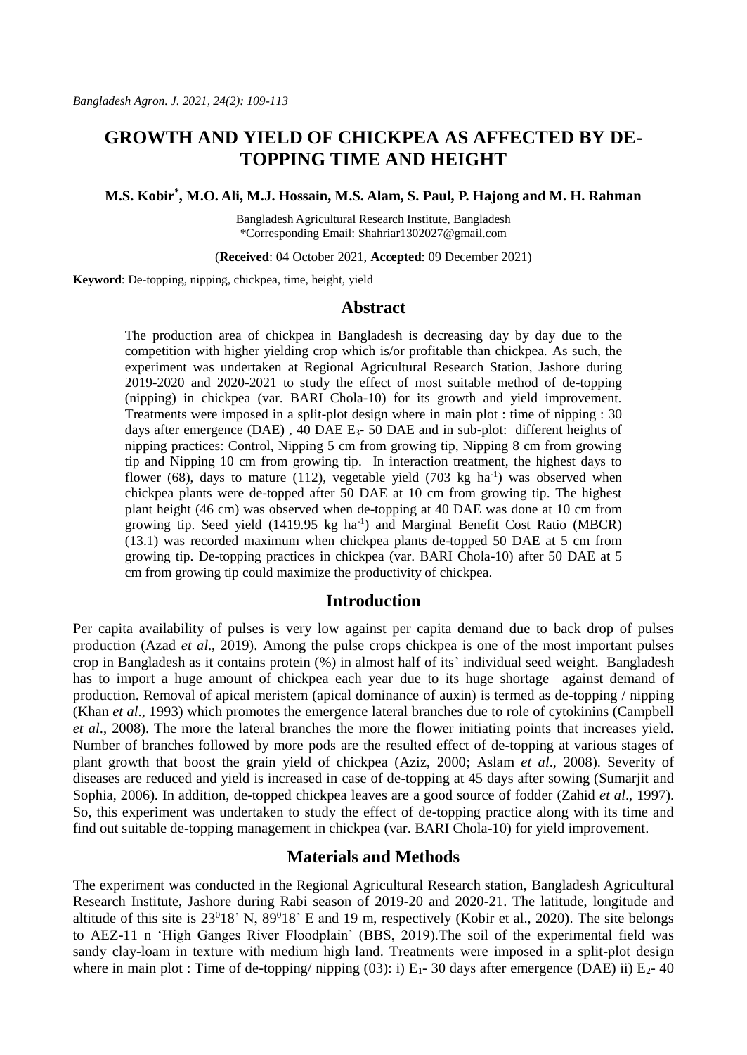# GROWTH AND YIELD OF CHICKPEA AS AFFECTED BY DE-TOPPING TIME AND HEIGHT

**M.S. Kobir*, M.O. Ali, M.J. Hossain, M.S. Alam, S. Paul, P. Hajong and M. H. Rahman**

Bangladesh Agricultural Research Institute, Bangladesh
*Corresponding Email: Shahriar1302027@gmail.com

(**Received**: 04 October 2021, **Accepted**: 09 December 2021)

**Keyword**: De-topping, nipping, chickpea, time, height, yield

## Abstract

The production area of chickpea in Bangladesh is decreasing day by day due to the competition with higher yielding crop which is/or profitable than chickpea. As such, the experiment was undertaken at Regional Agricultural Research Station, Jashore during 2019-2020 and 2020-2021 to study the effect of most suitable method of de-topping (nipping) in chickpea (var. BARI Chola-10) for its growth and yield improvement. Treatments were imposed in a split-plot design where in main plot : time of nipping : 30 days after emergence (DAE) , 40 DAE $E_3$- 50 DAE and in sub-plot: different heights of nipping practices: Control, Nipping 5 cm from growing tip, Nipping 8 cm from growing tip and Nipping 10 cm from growing tip. In interaction treatment, the highest days to flower (68), days to mature (112), vegetable yield (703 kg $ha^{-1}$) was observed when chickpea plants were de-topped after 50 DAE at 10 cm from growing tip. The highest plant height (46 cm) was observed when de-topping at 40 DAE was done at 10 cm from growing tip. Seed yield (1419.95 kg $ha^{-1}$) and Marginal Benefit Cost Ratio (MBCR) (13.1) was recorded maximum when chickpea plants de-topped 50 DAE at 5 cm from growing tip. De-topping practices in chickpea (var. BARI Chola-10) after 50 DAE at 5 cm from growing tip could maximize the productivity of chickpea.

## Introduction

Per capita availability of pulses is very low against per capita demand due to back drop of pulses production (Azad *et al*., 2019). Among the pulse crops chickpea is one of the most important pulses crop in Bangladesh as it contains protein (%) in almost half of its' individual seed weight. Bangladesh has to import a huge amount of chickpea each year due to its huge shortage against demand of production. Removal of apical meristem (apical dominance of auxin) is termed as de-topping / nipping (Khan *et al*., 1993) which promotes the emergence lateral branches due to role of cytokinins (Campbell *et al*., 2008). The more the lateral branches the more the flower initiating points that increases yield. Number of branches followed by more pods are the resulted effect of de-topping at various stages of plant growth that boost the grain yield of chickpea (Aziz, 2000; Aslam *et al*., 2008). Severity of diseases are reduced and yield is increased in case of de-topping at 45 days after sowing (Sumarjit and Sophia, 2006). In addition, de-topped chickpea leaves are a good source of fodder (Zahid *et al*., 1997). So, this experiment was undertaken to study the effect of de-topping practice along with its time and find out suitable de-topping management in chickpea (var. BARI Chola-10) for yield improvement.

## Materials and Methods

The experiment was conducted in the Regional Agricultural Research station, Bangladesh Agricultural Research Institute, Jashore during Rabi season of 2019-20 and 2020-21. The latitude, longitude and altitude of this site is $23^0 18'$ N, $89^0 18'$ E and 19 m, respectively (Kobir et al., 2020). The site belongs to AEZ-11 n 'High Ganges River Floodplain' (BBS, 2019).The soil of the experimental field was sandy clay-loam in texture with medium high land. Treatments were imposed in a split-plot design where in main plot : Time of de-topping/ nipping (03): i) $E_1$- 30 days after emergence (DAE) ii) $E_2$- 40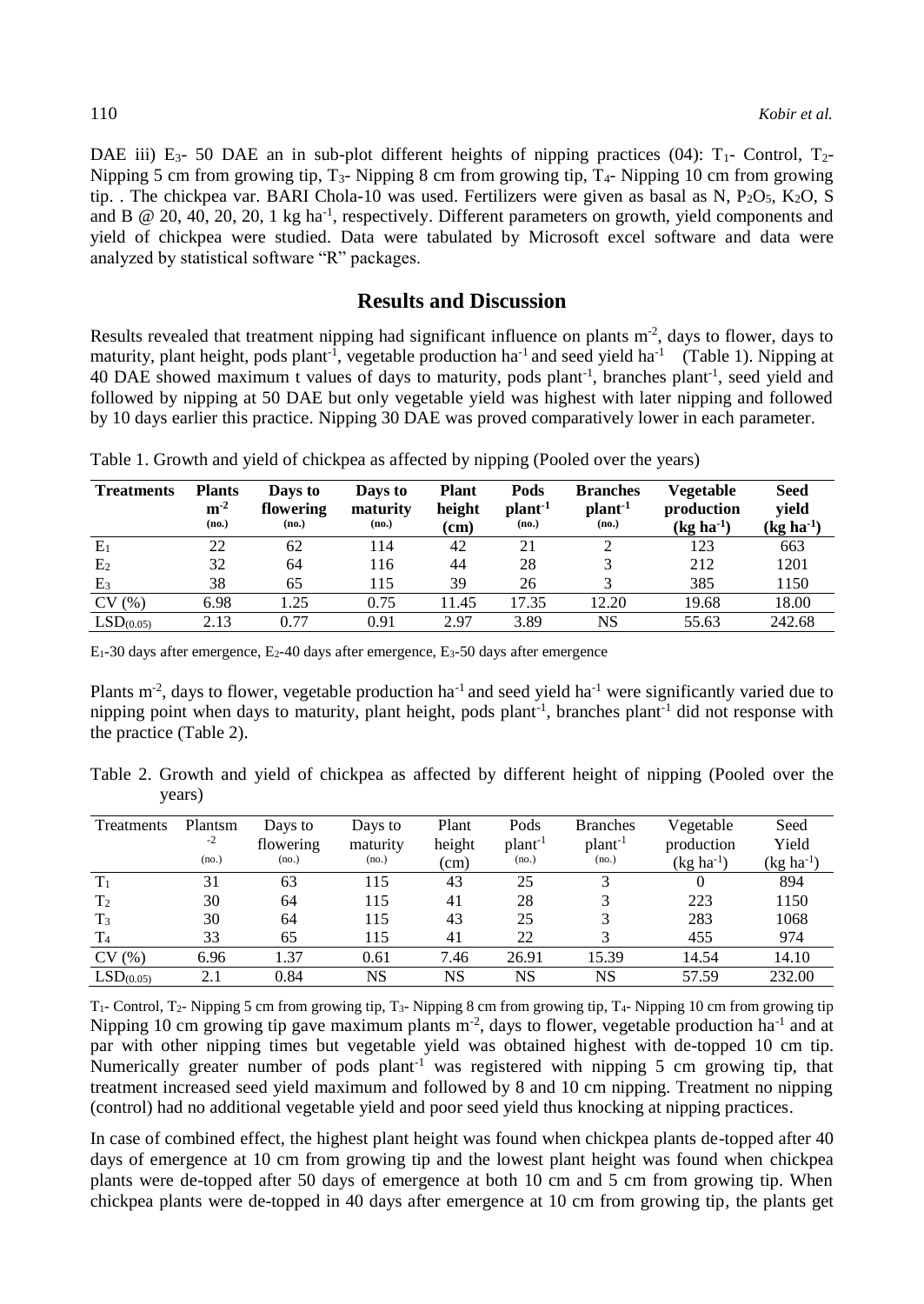DAE iii) $E_3$- 50 DAE an in sub-plot different heights of nipping practices (04): $T_1$- Control, $T_2$- Nipping 5 cm from growing tip, $T_3$- Nipping 8 cm from growing tip, $T_4$- Nipping 10 cm from growing tip. . The chickpea var. BARI Chola-10 was used. Fertilizers were given as basal as N, $P_2O_5$, $K_2O$, S and B @ 20, 40, 20, 20, 1 kg $ha^{-1}$, respectively. Different parameters on growth, yield components and yield of chickpea were studied. Data were tabulated by Microsoft excel software and data were analyzed by statistical software "R" packages.

## Results and Discussion

Results revealed that treatment nipping had significant influence on plants $m^{-2}$, days to flower, days to maturity, plant height, pods $plant^{-1}$, vegetable production $ha^{-1}$ and seed yield $ha^{-1}$ (Table 1). Nipping at 40 DAE showed maximum t values of days to maturity, pods $plant^{-1}$, branches $plant^{-1}$, seed yield and followed by nipping at 50 DAE but only vegetable yield was highest with later nipping and followed by 10 days earlier this practice. Nipping 30 DAE was proved comparatively lower in each parameter.

Table 1. Growth and yield of chickpea as affected by nipping (Pooled over the years)

| Treatments | Plants $m^{-2}$ (no.) | Days to flowering (no.) | Days to maturity (no.) | Plant height (cm) | Pods $plant^{-1}$ (no.) | Branches $plant^{-1}$ (no.) | Vegetable production (kg $ha^{-1}$) | Seed yield (kg $ha^{-1}$) |
|---|---|---|---|---|---|---|---|---|
| $E_1$ | 22 | 62 | 114 | 42 | 21 | 2 | 123 | 663 |
| $E_2$ | 32 | 64 | 116 | 44 | 28 | 3 | 212 | 1201 |
| $E_3$ | 38 | 65 | 115 | 39 | 26 | 3 | 385 | 1150 |
| CV (%) | 6.98 | 1.25 | 0.75 | 11.45 | 17.35 | 12.20 | 19.68 | 18.00 |
| $LSD_{(0.05)}$ | 2.13 | 0.77 | 0.91 | 2.97 | 3.89 | NS | 55.63 | 242.68 |

$E_1$-30 days after emergence, $E_2$-40 days after emergence, $E_3$-50 days after emergence

Plants $m^{-2}$, days to flower, vegetable production $ha^{-1}$ and seed yield $ha^{-1}$ were significantly varied due to nipping point when days to maturity, plant height, pods $plant^{-1}$, branches $plant^{-1}$ did not response with the practice (Table 2).

Table 2. Growth and yield of chickpea as affected by different height of nipping (Pooled over the years)

| Treatments | Plantsm$^{-2}$ (no.) | Days to flowering (no.) | Days to maturity (no.) | Plant height (cm) | Pods $plant^{-1}$ (no.) | Branches $plant^{-1}$ (no.) | Vegetable production (kg $ha^{-1}$) | Seed Yield (kg $ha^{-1}$) |
|---|---|---|---|---|---|---|---|---|
| $T_1$ | 31 | 63 | 115 | 43 | 25 | 3 | 0 | 894 |
| $T_2$ | 30 | 64 | 115 | 41 | 28 | 3 | 223 | 1150 |
| $T_3$ | 30 | 64 | 115 | 43 | 25 | 3 | 283 | 1068 |
| $T_4$ | 33 | 65 | 115 | 41 | 22 | 3 | 455 | 974 |
| CV (%) | 6.96 | 1.37 | 0.61 | 7.46 | 26.91 | 15.39 | 14.54 | 14.10 |
| $LSD_{(0.05)}$ | 2.1 | 0.84 | NS | NS | NS | NS | 57.59 | 232.00 |

$T_1$- Control, $T_2$- Nipping 5 cm from growing tip, $T_3$- Nipping 8 cm from growing tip, $T_4$- Nipping 10 cm from growing tip

Nipping 10 cm growing tip gave maximum plants $m^{-2}$, days to flower, vegetable production $ha^{-1}$ and at par with other nipping times but vegetable yield was obtained highest with de-topped 10 cm tip. Numerically greater number of pods $plant^{-1}$ was registered with nipping 5 cm growing tip, that treatment increased seed yield maximum and followed by 8 and 10 cm nipping. Treatment no nipping (control) had no additional vegetable yield and poor seed yield thus knocking at nipping practices.

In case of combined effect, the highest plant height was found when chickpea plants de-topped after 40 days of emergence at 10 cm from growing tip and the lowest plant height was found when chickpea plants were de-topped after 50 days of emergence at both 10 cm and 5 cm from growing tip. When chickpea plants were de-topped in 40 days after emergence at 10 cm from growing tip, the plants get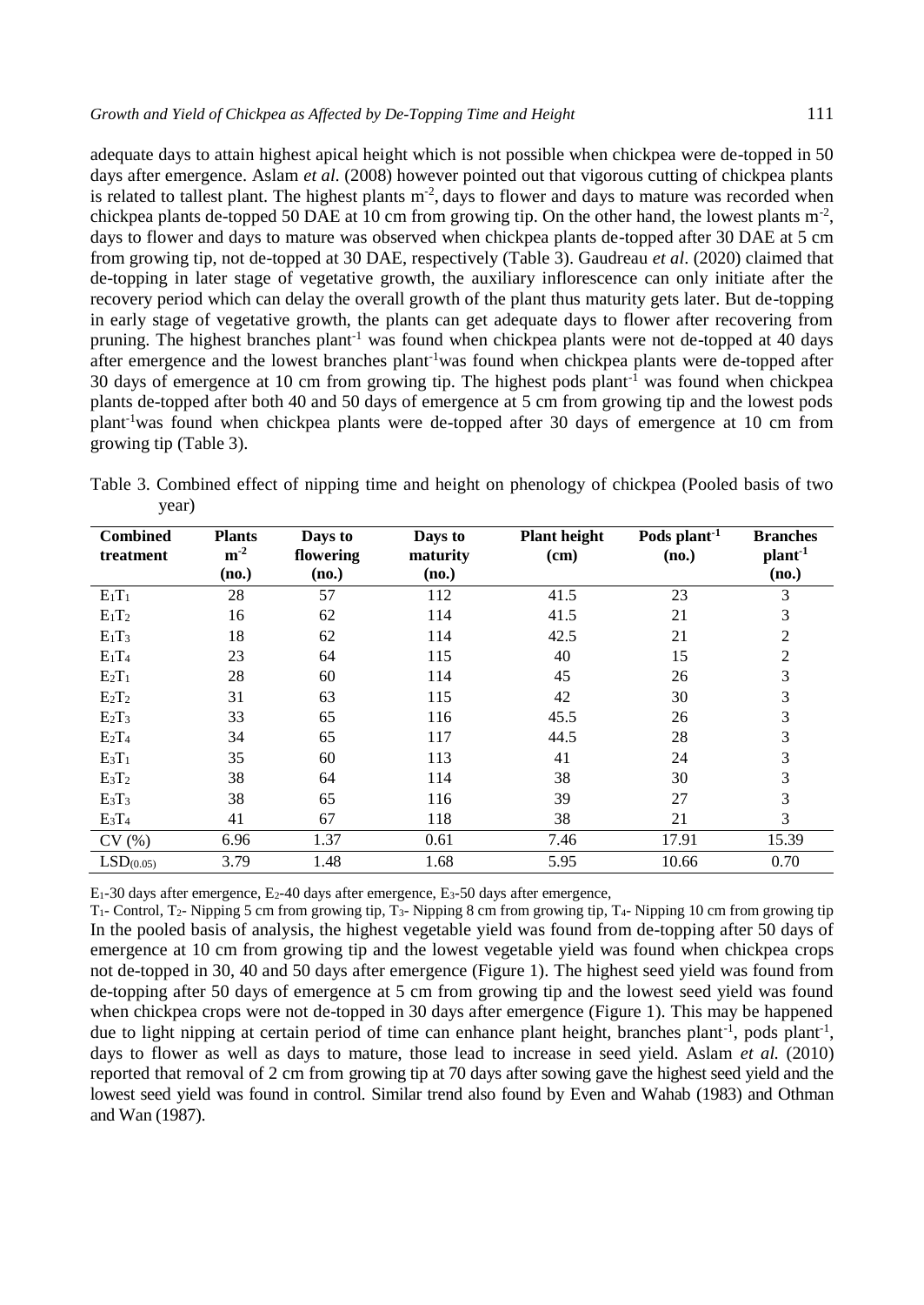adequate days to attain highest apical height which is not possible when chickpea were de-topped in 50 days after emergence. Aslam *et al*. (2008) however pointed out that vigorous cutting of chickpea plants is related to tallest plant. The highest plants $m^{-2}$, days to flower and days to mature was recorded when chickpea plants de-topped 50 DAE at 10 cm from growing tip. On the other hand, the lowest plants $m^{-2}$, days to flower and days to mature was observed when chickpea plants de-topped after 30 DAE at 5 cm from growing tip, not de-topped at 30 DAE, respectively (Table 3). Gaudreau *et al*. (2020) claimed that de-topping in later stage of vegetative growth, the auxiliary inflorescence can only initiate after the recovery period which can delay the overall growth of the plant thus maturity gets later. But de-topping in early stage of vegetative growth, the plants can get adequate days to flower after recovering from pruning. The highest branches $plant^{-1}$ was found when chickpea plants were not de-topped at 40 days after emergence and the lowest branches $plant^{-1}$was found when chickpea plants were de-topped after 30 days of emergence at 10 cm from growing tip. The highest pods $plant^{-1}$ was found when chickpea plants de-topped after both 40 and 50 days of emergence at 5 cm from growing tip and the lowest pods $plant^{-1}$was found when chickpea plants were de-topped after 30 days of emergence at 10 cm from growing tip (Table 3).

Table 3. Combined effect of nipping time and height on phenology of chickpea (Pooled basis of two year)

| Combined treatment | Plants $m^{-2}$ (no.) | Days to flowering (no.) | Days to maturity (no.) | Plant height (cm) | Pods $plant^{-1}$ (no.) | Branches $plant^{-1}$ (no.) |
|---|---|---|---|---|---|---|
| $E_1T_1$ | 28 | 57 | 112 | 41.5 | 23 | 3 |
| $E_1T_2$ | 16 | 62 | 114 | 41.5 | 21 | 3 |
| $E_1T_3$ | 18 | 62 | 114 | 42.5 | 21 | 2 |
| $E_1T_4$ | 23 | 64 | 115 | 40 | 15 | 2 |
| $E_2T_1$ | 28 | 60 | 114 | 45 | 26 | 3 |
| $E_2T_2$ | 31 | 63 | 115 | 42 | 30 | 3 |
| $E_2T_3$ | 33 | 65 | 116 | 45.5 | 26 | 3 |
| $E_2T_4$ | 34 | 65 | 117 | 44.5 | 28 | 3 |
| $E_3T_1$ | 35 | 60 | 113 | 41 | 24 | 3 |
| $E_3T_2$ | 38 | 64 | 114 | 38 | 30 | 3 |
| $E_3T_3$ | 38 | 65 | 116 | 39 | 27 | 3 |
| $E_3T_4$ | 41 | 67 | 118 | 38 | 21 | 3 |
| CV (%) | 6.96 | 1.37 | 0.61 | 7.46 | 17.91 | 15.39 |
| $LSD_{(0.05)}$ | 3.79 | 1.48 | 1.68 | 5.95 | 10.66 | 0.70 |

$E_1$-30 days after emergence, $E_2$-40 days after emergence, $E_3$-50 days after emergence,

$T_1$- Control, $T_2$- Nipping 5 cm from growing tip, $T_3$- Nipping 8 cm from growing tip, $T_4$- Nipping 10 cm from growing tip

In the pooled basis of analysis, the highest vegetable yield was found from de-topping after 50 days of emergence at 10 cm from growing tip and the lowest vegetable yield was found when chickpea crops not de-topped in 30, 40 and 50 days after emergence (Figure 1). The highest seed yield was found from de-topping after 50 days of emergence at 5 cm from growing tip and the lowest seed yield was found when chickpea crops were not de-topped in 30 days after emergence (Figure 1). This may be happened due to light nipping at certain period of time can enhance plant height, branches $plant^{-1}$, pods $plant^{-1}$, days to flower as well as days to mature, those lead to increase in seed yield. Aslam *et al.* (2010) reported that removal of 2 cm from growing tip at 70 days after sowing gave the highest seed yield and the lowest seed yield was found in control. Similar trend also found by Even and Wahab (1983) and Othman and Wan (1987).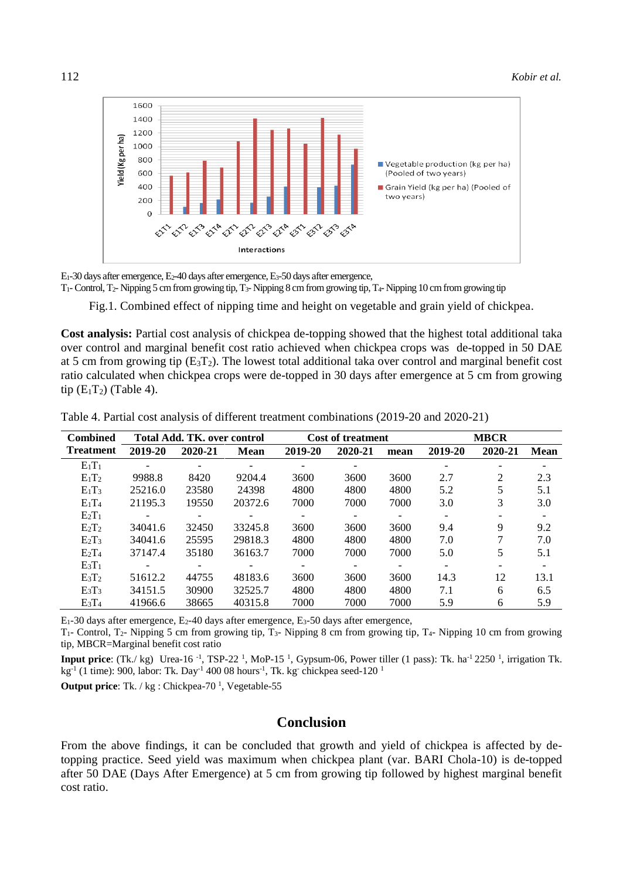$E_1$-30 days after emergence, $E_2$-40 days after emergence, $E_3$-50 days after emergence,
$T_1$- Control, $T_2$- Nipping 5 cm from growing tip, $T_3$- Nipping 8 cm from growing tip, $T_4$- Nipping 10 cm from growing tip

Fig.1. Combined effect of nipping time and height on vegetable and grain yield of chickpea.

**Cost analysis:** Partial cost analysis of chickpea de-topping showed that the highest total additional taka over control and marginal benefit cost ratio achieved when chickpea crops was de-topped in 50 DAE at 5 cm from growing tip ($E_3T_2$). The lowest total additional taka over control and marginal benefit cost ratio calculated when chickpea crops were de-topped in 30 days after emergence at 5 cm from growing tip ($E_1T_2$) (Table 4).

Table 4. Partial cost analysis of different treatment combinations (2019-20 and 2020-21)

| Combined Treatment | Total Add. TK. over control | | | Cost of treatment | | | MBCR | | |
|---|---|---|---|---|---|---|---|---|---|
| | 2019-20 | 2020-21 | Mean | 2019-20 | 2020-21 | mean | 2019-20 | 2020-21 | Mean |
| $E_1T_1$ | - | - | - | - | - | - | - | - | - |
| $E_1T_2$ | 9988.8 | 8420 | 9204.4 | 3600 | 3600 | 3600 | 2.7 | 2 | 2.3 |
| $E_1T_3$ | 25216.0 | 23580 | 24398 | 4800 | 4800 | 4800 | 5.2 | 5 | 5.1 |
| $E_1T_4$ | 21195.3 | 19550 | 20372.6 | 7000 | 7000 | 7000 | 3.0 | 3 | 3.0 |
| $E_2T_1$ | - | - | - | - | - | - | - | - | - |
| $E_2T_2$ | 34041.6 | 32450 | 33245.8 | 3600 | 3600 | 3600 | 9.4 | 9 | 9.2 |
| $E_2T_3$ | 34041.6 | 25595 | 29818.3 | 4800 | 4800 | 4800 | 7.0 | 7 | 7.0 |
| $E_2T_4$ | 37147.4 | 35180 | 36163.7 | 7000 | 7000 | 7000 | 5.0 | 5 | 5.1 |
| $E_3T_1$ | - | - | - | - | - | - | - | - | - |
| $E_3T_2$ | 51612.2 | 44755 | 48183.6 | 3600 | 3600 | 3600 | 14.3 | 12 | 13.1 |
| $E_3T_3$ | 34151.5 | 30900 | 32525.7 | 4800 | 4800 | 4800 | 7.1 | 6 | 6.5 |
| $E_3T_4$ | 41966.6 | 38665 | 40315.8 | 7000 | 7000 | 7000 | 5.9 | 6 | 5.9 |

$E_1$-30 days after emergence, $E_2$-40 days after emergence, $E_3$-50 days after emergence,
$T_1$- Control, $T_2$- Nipping 5 cm from growing tip, $T_3$- Nipping 8 cm from growing tip, $T_4$- Nipping 10 cm from growing tip, MBCR=Marginal benefit cost ratio

**Input price**: (Tk./ kg) Urea-16 $^{-1}$, TSP-22 $^{1}$, MoP-15 $^{1}$, Gypsum-06, Power tiller (1 pass): Tk. ha$^{-1}$ 2250 $^{1}$, irrigation Tk. kg$^{-1}$ (1 time): 900, labor: Tk. Day$^{-1}$ 400 08 hours$^{-1}$, Tk. kg$^{-}$ chickpea seed-120 $^{1}$

**Output price**: Tk. / kg : Chickpea-70 $^{1}$, Vegetable-55

## Conclusion

From the above findings, it can be concluded that growth and yield of chickpea is affected by de-topping practice. Seed yield was maximum when chickpea plant (var. BARI Chola-10) is de-topped after 50 DAE (Days After Emergence) at 5 cm from growing tip followed by highest marginal benefit cost ratio.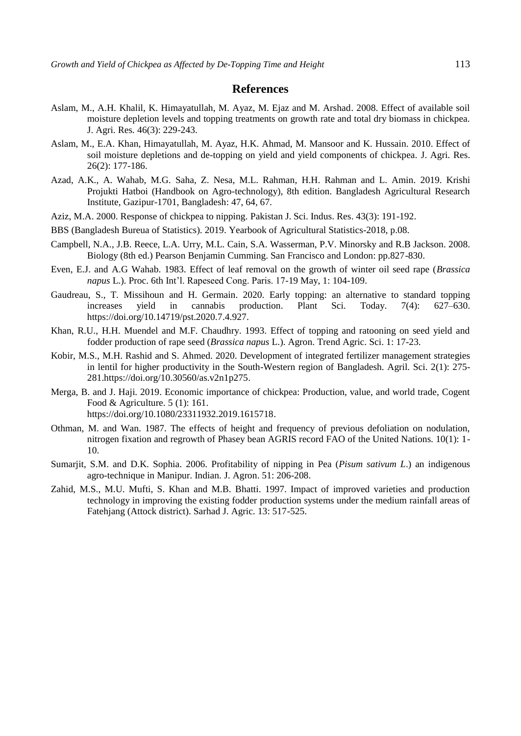## References

Aslam, M., A.H. Khalil, K. Himayatullah, M. Ayaz, M. Ejaz and M. Arshad. 2008. Effect of available soil moisture depletion levels and topping treatments on growth rate and total dry biomass in chickpea. J. Agri. Res. 46(3): 229-243.

Aslam, M., E.A. Khan, Himayatullah, M. Ayaz, H.K. Ahmad, M. Mansoor and K. Hussain. 2010. Effect of soil moisture depletions and de-topping on yield and yield components of chickpea. J. Agri. Res. 26(2): 177-186.

Azad, A.K., A. Wahab, M.G. Saha, Z. Nesa, M.L. Rahman, H.H. Rahman and L. Amin. 2019. Krishi Projukti Hatboi (Handbook on Agro-technology), 8th edition. Bangladesh Agricultural Research Institute, Gazipur-1701, Bangladesh: 47, 64, 67.

Aziz, M.A. 2000. Response of chickpea to nipping. Pakistan J. Sci. Indus. Res. 43(3): 191-192.

BBS (Bangladesh Bureua of Statistics). 2019. Yearbook of Agricultural Statistics-2018, p.08.

Campbell, N.A., J.B. Reece, L.A. Urry, M.L. Cain, S.A. Wasserman, P.V. Minorsky and R.B Jackson. 2008. Biology (8th ed.) Pearson Benjamin Cumming. San Francisco and London: pp.827-830.

Even, E.J. and A.G Wahab. 1983. Effect of leaf removal on the growth of winter oil seed rape (*Brassica napus* L.). Proc. 6th Int'l. Rapeseed Cong. Paris. 17-19 May, 1: 104-109.

Gaudreau, S., T. Missihoun and H. Germain. 2020. Early topping: an alternative to standard topping increases yield in cannabis production. Plant Sci. Today. 7(4): 627–630. https://doi.org/10.14719/pst.2020.7.4.927.

Khan, R.U., H.H. Muendel and M.F. Chaudhry. 1993. Effect of topping and ratooning on seed yield and fodder production of rape seed (*Brassica napus* L.). Agron. Trend Agric. Sci. 1: 17-23.

Kobir, M.S., M.H. Rashid and S. Ahmed. 2020. Development of integrated fertilizer management strategies in lentil for higher productivity in the South-Western region of Bangladesh. Agril. Sci. 2(1): 275-281.https://doi.org/10.30560/as.v2n1p275.

Merga, B. and J. Haji. 2019. Economic importance of chickpea: Production, value, and world trade, Cogent Food & Agriculture. 5 (1): 161. https://doi.org/10.1080/23311932.2019.1615718.

Othman, M. and Wan. 1987. The effects of height and frequency of previous defoliation on nodulation, nitrogen fixation and regrowth of Phasey bean AGRIS record FAO of the United Nations. 10(1): 1-10.

Sumarjit, S.M. and D.K. Sophia. 2006. Profitability of nipping in Pea (*Pisum sativum L*.) an indigenous agro-technique in Manipur. Indian. J. Agron. 51: 206-208.

Zahid, M.S., M.U. Mufti, S. Khan and M.B. Bhatti. 1997. Impact of improved varieties and production technology in improving the existing fodder production systems under the medium rainfall areas of Fatehjang (Attock district). Sarhad J. Agric. 13: 517-525.